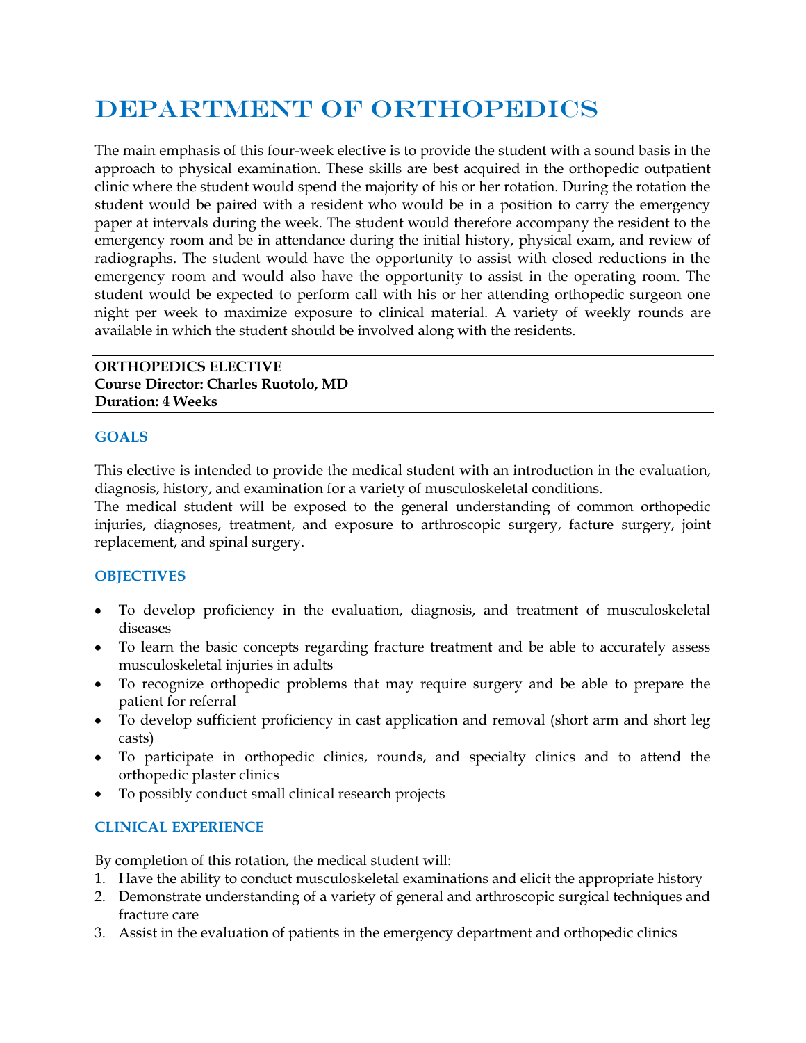# Department of Orthopedics

The main emphasis of this four-week elective is to provide the student with a sound basis in the approach to physical examination. These skills are best acquired in the orthopedic outpatient clinic where the student would spend the majority of his or her rotation. During the rotation the student would be paired with a resident who would be in a position to carry the emergency paper at intervals during the week. The student would therefore accompany the resident to the emergency room and be in attendance during the initial history, physical exam, and review of radiographs. The student would have the opportunity to assist with closed reductions in the emergency room and would also have the opportunity to assist in the operating room. The student would be expected to perform call with his or her attending orthopedic surgeon one night per week to maximize exposure to clinical material. A variety of weekly rounds are available in which the student should be involved along with the residents.

---

**ORTHOPEDICS ELECTIVE**
**Course Director: Charles Ruotolo, MD**
**Duration: 4 Weeks**

---

### GOALS

This elective is intended to provide the medical student with an introduction in the evaluation, diagnosis, history, and examination for a variety of musculoskeletal conditions.
The medical student will be exposed to the general understanding of common orthopedic injuries, diagnoses, treatment, and exposure to arthroscopic surgery, facture surgery, joint replacement, and spinal surgery.

### OBJECTIVES

- To develop proficiency in the evaluation, diagnosis, and treatment of musculoskeletal diseases
- To learn the basic concepts regarding fracture treatment and be able to accurately assess musculoskeletal injuries in adults
- To recognize orthopedic problems that may require surgery and be able to prepare the patient for referral
- To develop sufficient proficiency in cast application and removal (short arm and short leg casts)
- To participate in orthopedic clinics, rounds, and specialty clinics and to attend the orthopedic plaster clinics
- To possibly conduct small clinical research projects

### CLINICAL EXPERIENCE

By completion of this rotation, the medical student will:

1. Have the ability to conduct musculoskeletal examinations and elicit the appropriate history
2. Demonstrate understanding of a variety of general and arthroscopic surgical techniques and fracture care
3. Assist in the evaluation of patients in the emergency department and orthopedic clinics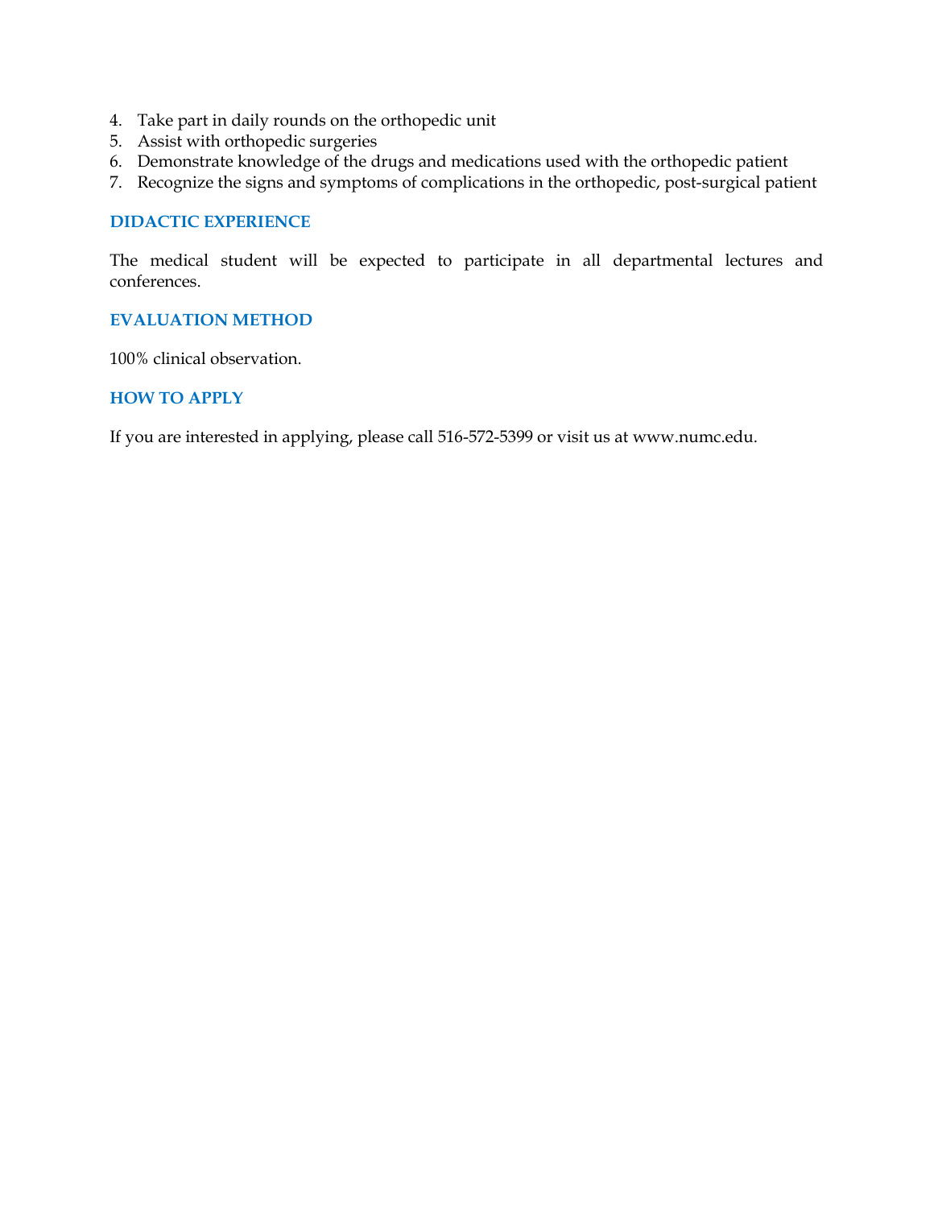4. Take part in daily rounds on the orthopedic unit
5. Assist with orthopedic surgeries
6. Demonstrate knowledge of the drugs and medications used with the orthopedic patient
7. Recognize the signs and symptoms of complications in the orthopedic, post-surgical patient

## DIDACTIC EXPERIENCE

The medical student will be expected to participate in all departmental lectures and conferences.

## EVALUATION METHOD

100% clinical observation.

## HOW TO APPLY

If you are interested in applying, please call 516-572-5399 or visit us at www.numc.edu.